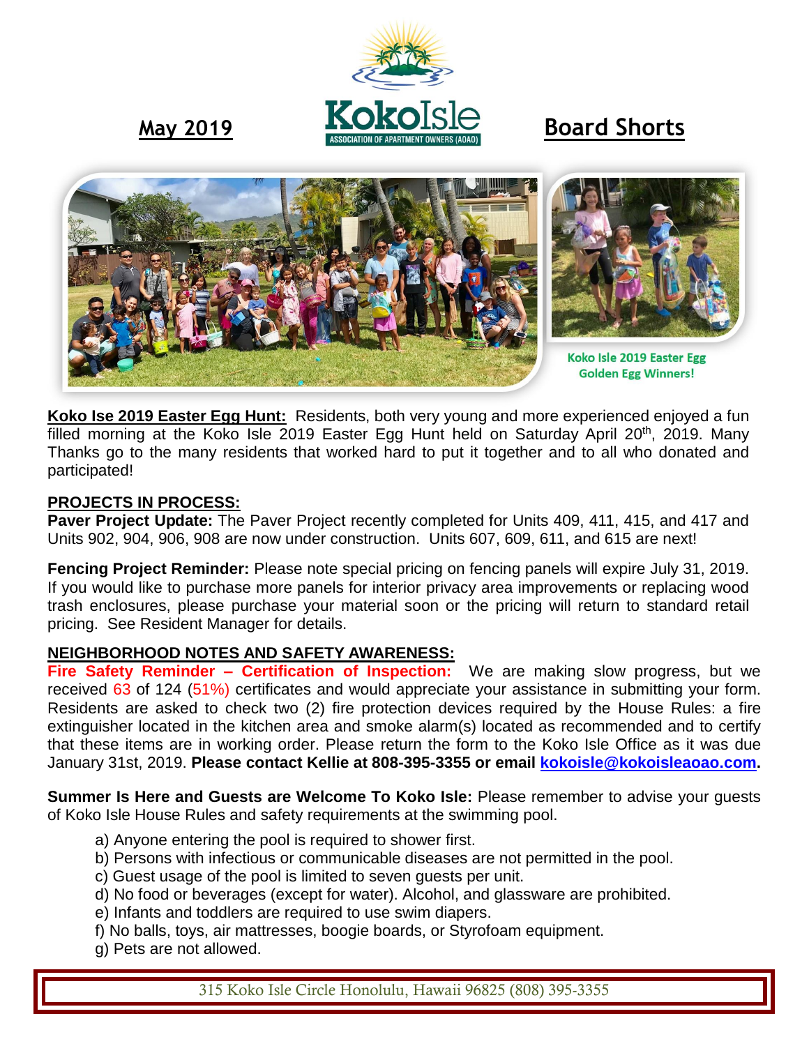**May 2019** — KokoIsle ASSOCIATION OF APARTMENT OWNERS (AOAO) — **Board Shorts**

Koko Isle 2019 Easter Egg Golden Egg Winners!

**Koko Ise 2019 Easter Egg Hunt:** Residents, both very young and more experienced enjoyed a fun filled morning at the Koko Isle 2019 Easter Egg Hunt held on Saturday April 20th, 2019. Many Thanks go to the many residents that worked hard to put it together and to all who donated and participated!

## PROJECTS IN PROCESS:

**Paver Project Update:** The Paver Project recently completed for Units 409, 411, 415, and 417 and Units 902, 904, 906, 908 are now under construction. Units 607, 609, 611, and 615 are next!

**Fencing Project Reminder:** Please note special pricing on fencing panels will expire July 31, 2019. If you would like to purchase more panels for interior privacy area improvements or replacing wood trash enclosures, please purchase your material soon or the pricing will return to standard retail pricing. See Resident Manager for details.

## NEIGHBORHOOD NOTES AND SAFETY AWARENESS:

**Fire Safety Reminder – Certification of Inspection:** We are making slow progress, but we received 63 of 124 (51%) certificates and would appreciate your assistance in submitting your form. Residents are asked to check two (2) fire protection devices required by the House Rules: a fire extinguisher located in the kitchen area and smoke alarm(s) located as recommended and to certify that these items are in working order. Please return the form to the Koko Isle Office as it was due January 31st, 2019. **Please contact Kellie at 808-395-3355 or email kokoisle@kokoisleaoao.com.**

**Summer Is Here and Guests are Welcome To Koko Isle:** Please remember to advise your guests of Koko Isle House Rules and safety requirements at the swimming pool.

a) Anyone entering the pool is required to shower first.
b) Persons with infectious or communicable diseases are not permitted in the pool.
c) Guest usage of the pool is limited to seven guests per unit.
d) No food or beverages (except for water). Alcohol, and glassware are prohibited.
e) Infants and toddlers are required to use swim diapers.
f) No balls, toys, air mattresses, boogie boards, or Styrofoam equipment.
g) Pets are not allowed.

315 Koko Isle Circle Honolulu, Hawaii 96825 (808) 395-3355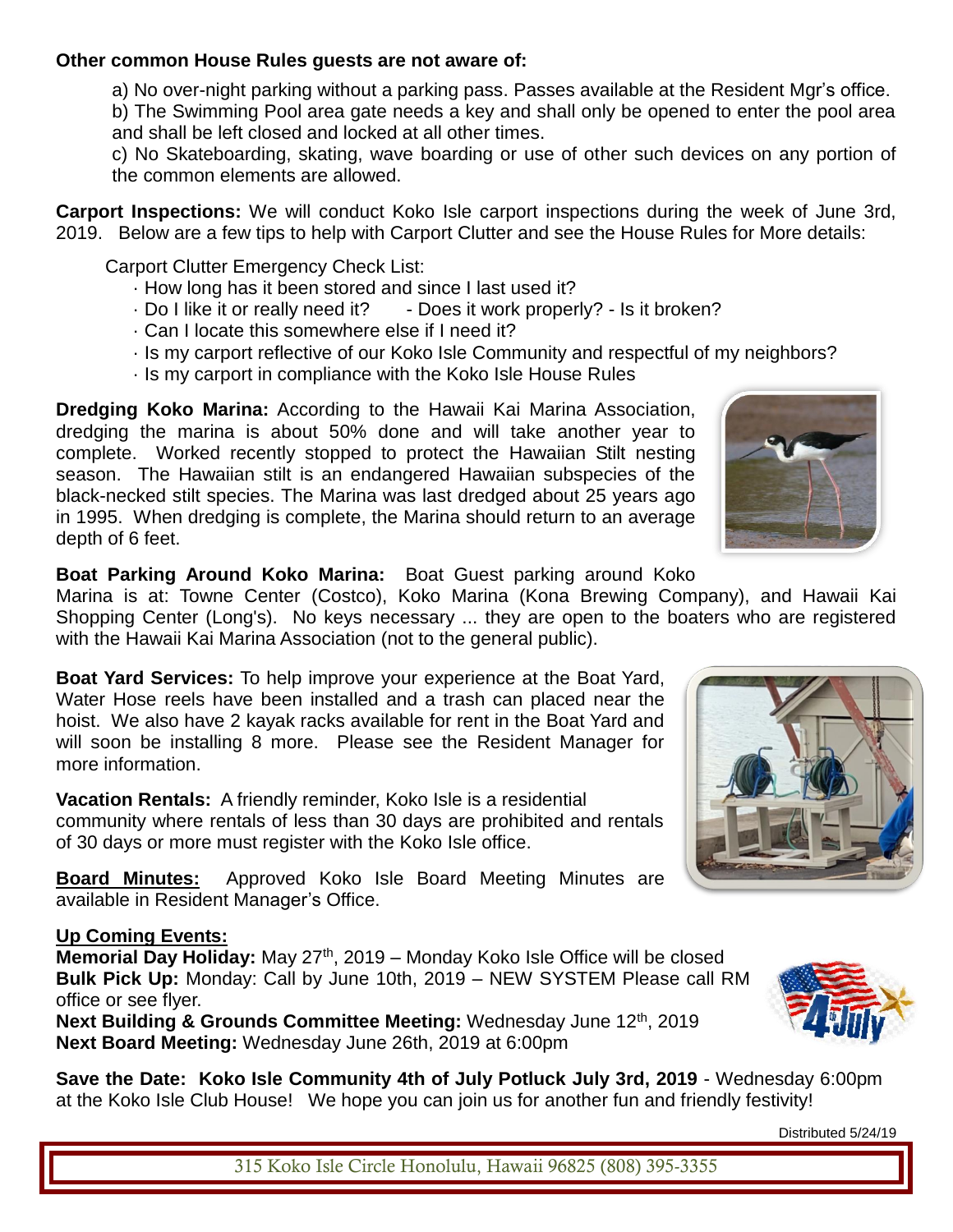**Other common House Rules guests are not aware of:**

a) No over-night parking without a parking pass. Passes available at the Resident Mgr's office.
b) The Swimming Pool area gate needs a key and shall only be opened to enter the pool area and shall be left closed and locked at all other times.
c) No Skateboarding, skating, wave boarding or use of other such devices on any portion of the common elements are allowed.

**Carport Inspections:** We will conduct Koko Isle carport inspections during the week of June 3rd, 2019. Below are a few tips to help with Carport Clutter and see the House Rules for More details:

Carport Clutter Emergency Check List:

- How long has it been stored and since I last used it?
- Do I like it or really need it? - Does it work properly? - Is it broken?
- Can I locate this somewhere else if I need it?
- Is my carport reflective of our Koko Isle Community and respectful of my neighbors?
- Is my carport in compliance with the Koko Isle House Rules

**Dredging Koko Marina:** According to the Hawaii Kai Marina Association, dredging the marina is about 50% done and will take another year to complete. Worked recently stopped to protect the Hawaiian Stilt nesting season. The Hawaiian stilt is an endangered Hawaiian subspecies of the black-necked stilt species. The Marina was last dredged about 25 years ago in 1995. When dredging is complete, the Marina should return to an average depth of 6 feet.

**Boat Parking Around Koko Marina:** Boat Guest parking around Koko Marina is at: Towne Center (Costco), Koko Marina (Kona Brewing Company), and Hawaii Kai Shopping Center (Long's). No keys necessary ... they are open to the boaters who are registered with the Hawaii Kai Marina Association (not to the general public).

**Boat Yard Services:** To help improve your experience at the Boat Yard, Water Hose reels have been installed and a trash can placed near the hoist. We also have 2 kayak racks available for rent in the Boat Yard and will soon be installing 8 more. Please see the Resident Manager for more information.

**Vacation Rentals:** A friendly reminder, Koko Isle is a residential community where rentals of less than 30 days are prohibited and rentals of 30 days or more must register with the Koko Isle office.

**Board Minutes:** Approved Koko Isle Board Meeting Minutes are available in Resident Manager's Office.

**Up Coming Events:**
**Memorial Day Holiday:** May 27th, 2019 – Monday Koko Isle Office will be closed
**Bulk Pick Up:** Monday: Call by June 10th, 2019 – NEW SYSTEM Please call RM office or see flyer.
**Next Building & Grounds Committee Meeting:** Wednesday June 12th, 2019
**Next Board Meeting:** Wednesday June 26th, 2019 at 6:00pm

**Save the Date: Koko Isle Community 4th of July Potluck July 3rd, 2019** - Wednesday 6:00pm at the Koko Isle Club House! We hope you can join us for another fun and friendly festivity!

Distributed 5/24/19

315 Koko Isle Circle Honolulu, Hawaii 96825 (808) 395-3355